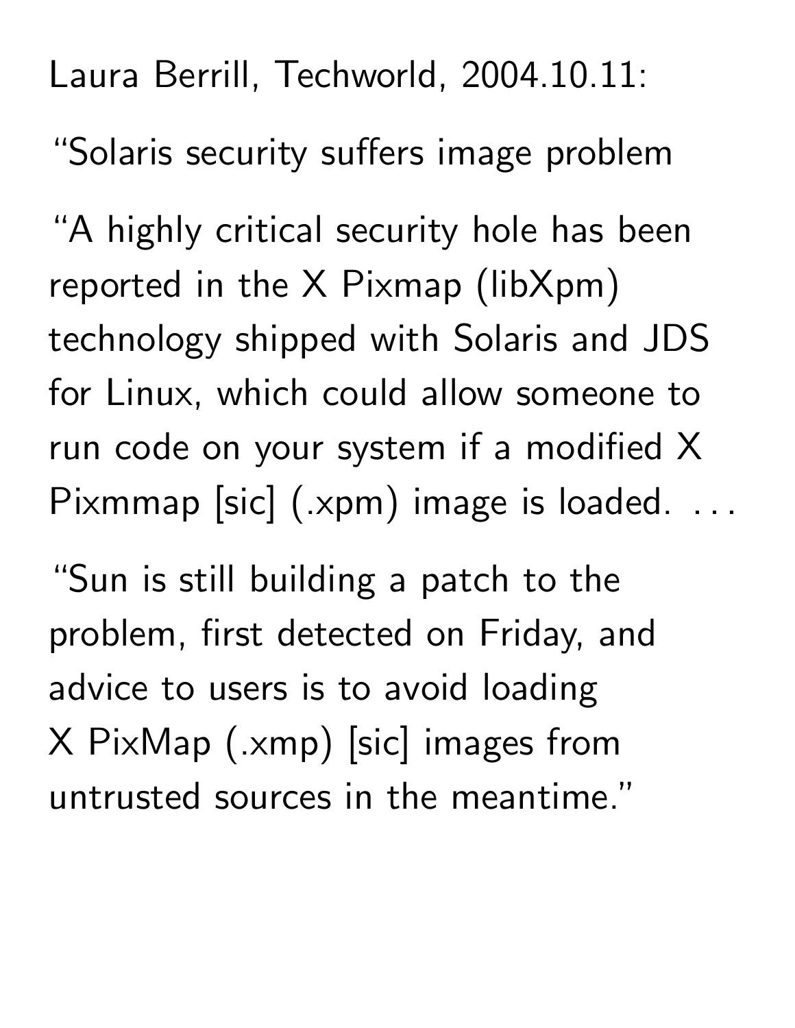Laura Berrill, Techworld, 2004.10.11:

"Solaris security suffers image problem

"A highly critical security hole has been reported in the X Pixmap (libXpm) technology shipped with Solaris and JDS for Linux, which could allow someone to run code on your system if a modified X Pixmmap [sic] (.xpm) image is loaded. ...

"Sun is still building a patch to the problem, first detected on Friday, and advice to users is to avoid loading X PixMap (.xmp) [sic] images from untrusted sources in the meantime."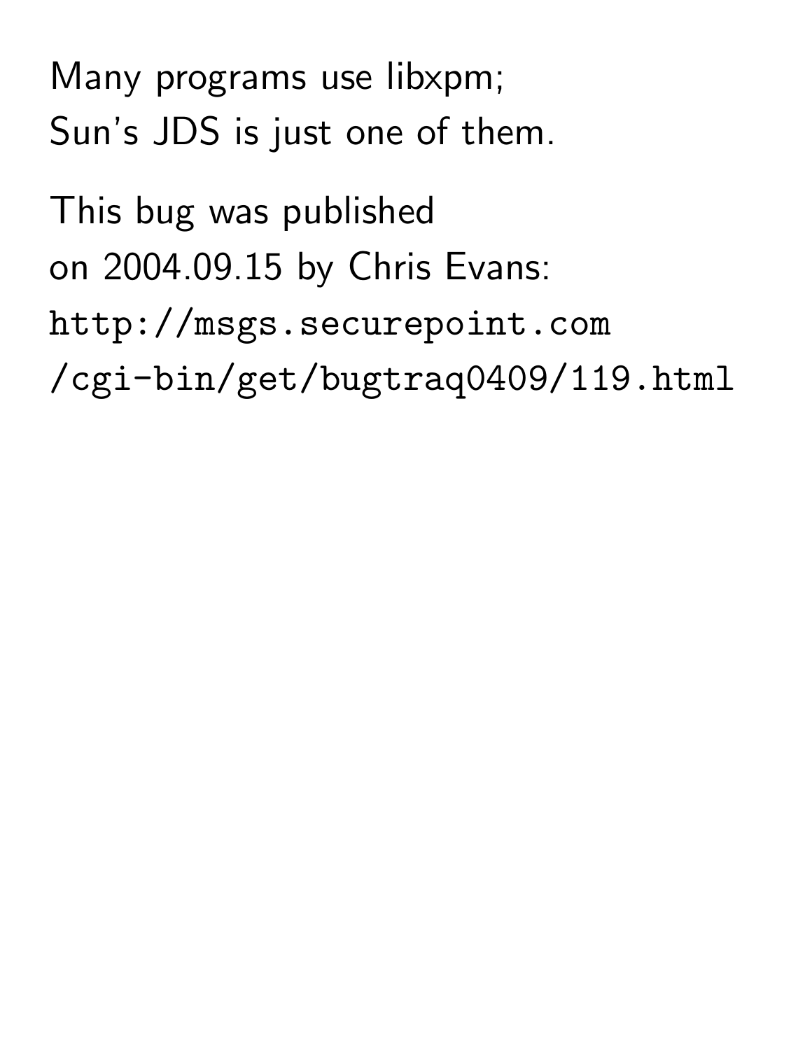Many programs use libxpm;
Sun's JDS is just one of them.

This bug was published
on 2004.09.15 by Chris Evans:
`http://msgs.securepoint.com`
`/cgi-bin/get/bugtraq0409/119.html`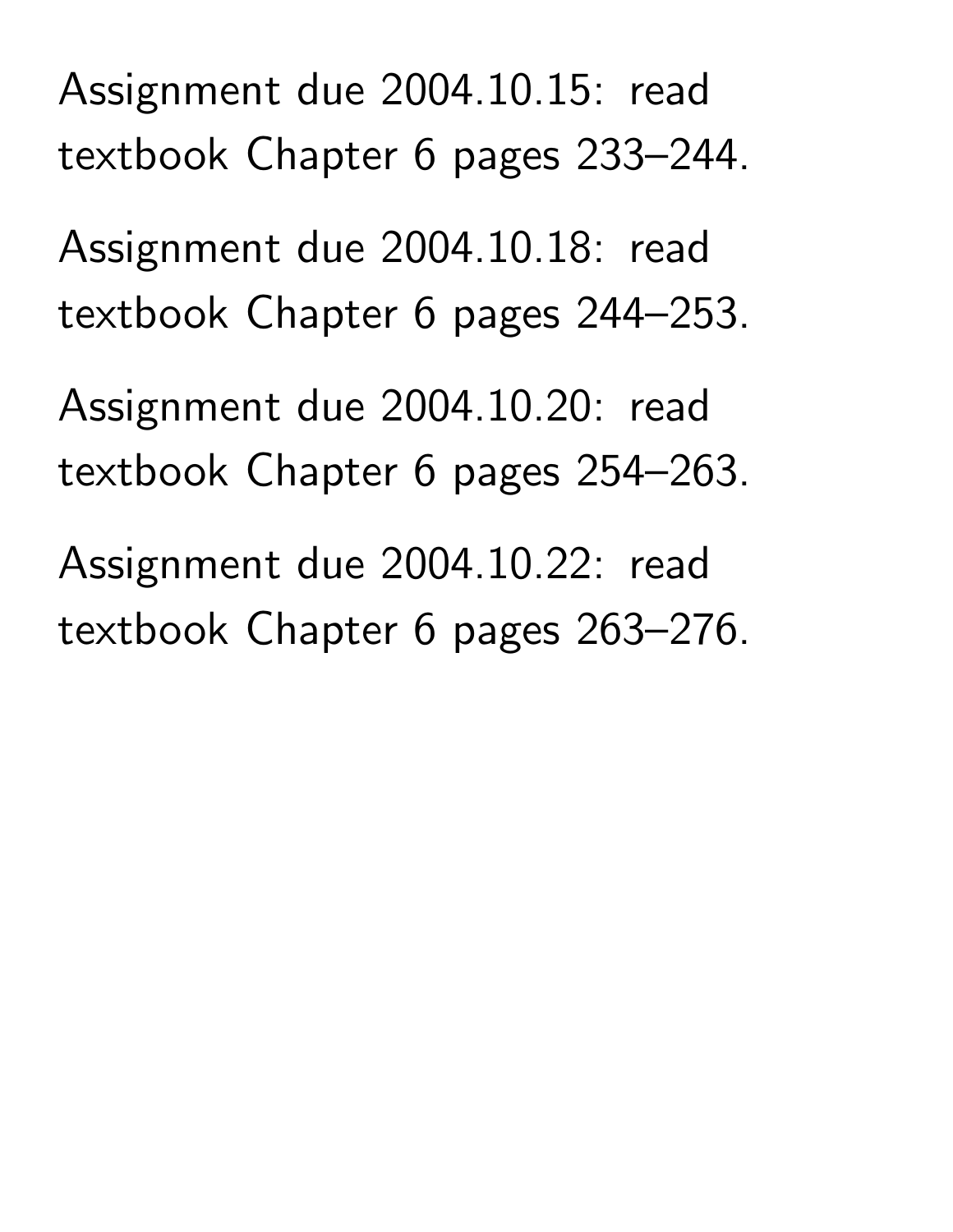Assignment due 2004.10.15: read textbook Chapter 6 pages 233–244.

Assignment due 2004.10.18: read textbook Chapter 6 pages 244–253.

Assignment due 2004.10.20: read textbook Chapter 6 pages 254–263.

Assignment due 2004.10.22: read textbook Chapter 6 pages 263–276.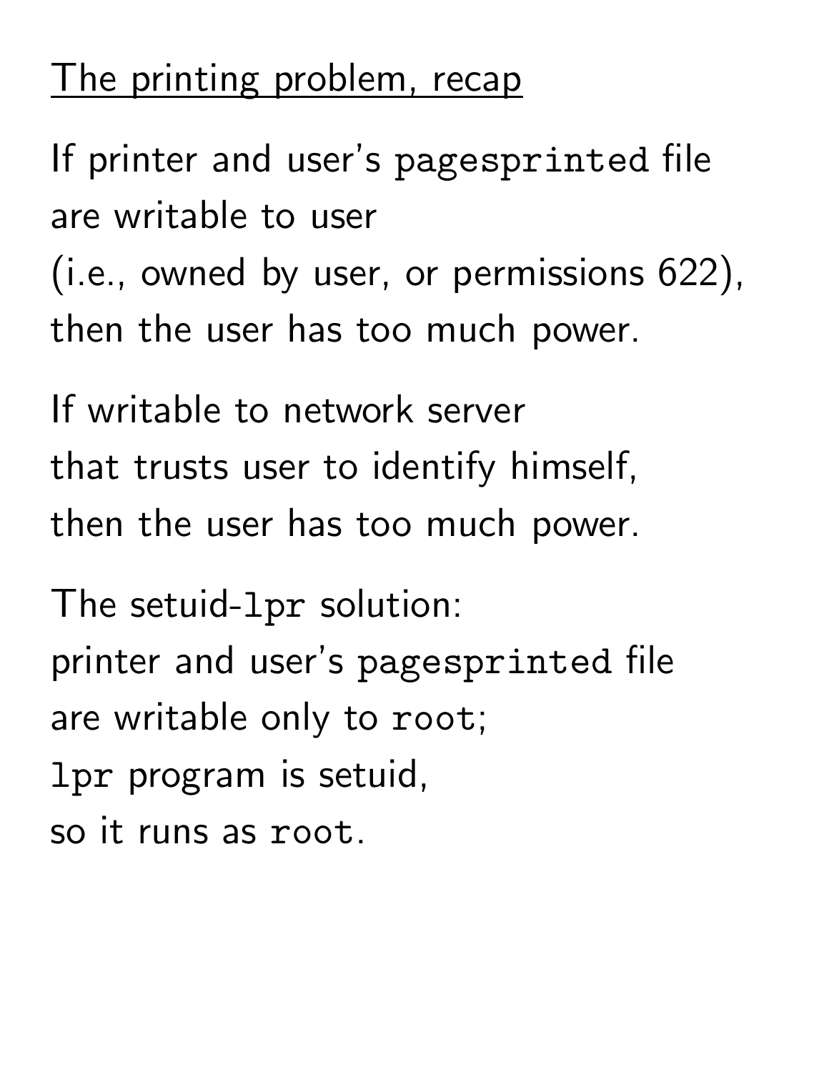## The printing problem, recap

If printer and user's `pagesprinted` file
are writable to user
(i.e., owned by user, or permissions 622),
then the user has too much power.

If writable to network server
that trusts user to identify himself,
then the user has too much power.

The setuid-`lpr` solution:
printer and user's `pagesprinted` file
are writable only to `root`;
`lpr` program is setuid,
so it runs as `root`.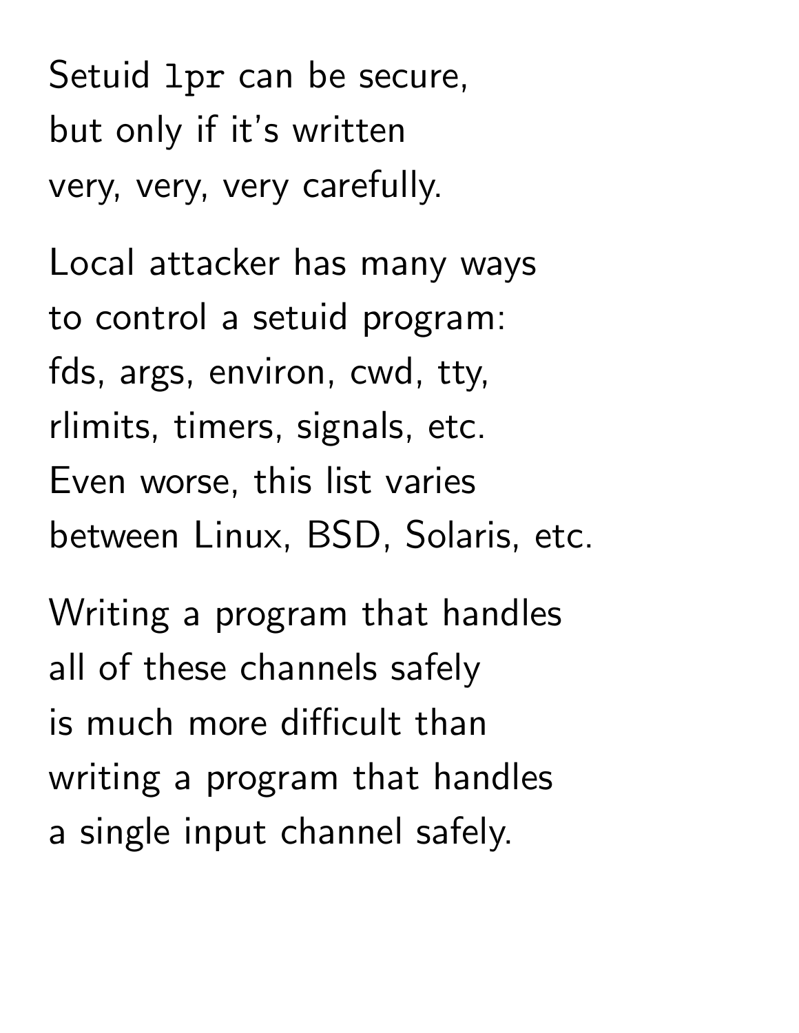Setuid `lpr` can be secure,
but only if it's written
very, very, very carefully.

Local attacker has many ways
to control a setuid program:
fds, args, environ, cwd, tty,
rlimits, timers, signals, etc.
Even worse, this list varies
between Linux, BSD, Solaris, etc.

Writing a program that handles
all of these channels safely
is much more difficult than
writing a program that handles
a single input channel safely.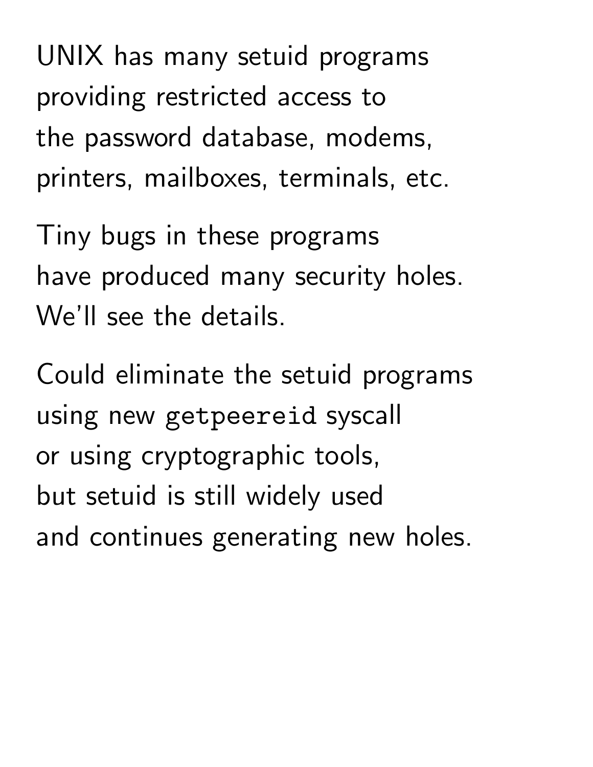UNIX has many setuid programs
providing restricted access to
the password database, modems,
printers, mailboxes, terminals, etc.

Tiny bugs in these programs
have produced many security holes.
We'll see the details.

Could eliminate the setuid programs
using new `getpeereid` syscall
or using cryptographic tools,
but setuid is still widely used
and continues generating new holes.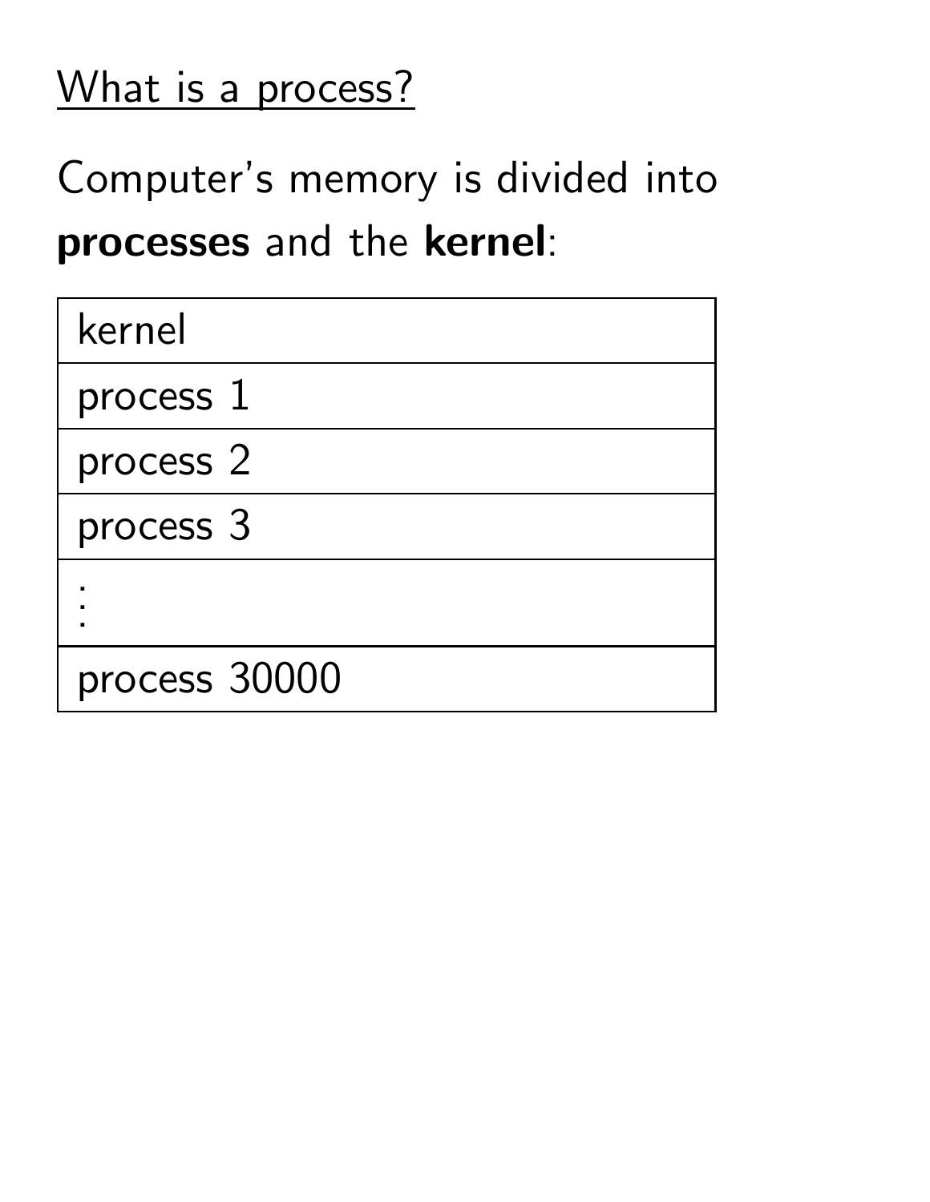## What is a process?

Computer's memory is divided into **processes** and the **kernel**:

| kernel |
| --- |
| process 1 |
| process 2 |
| process 3 |
| ⋮ |
| process 30000 |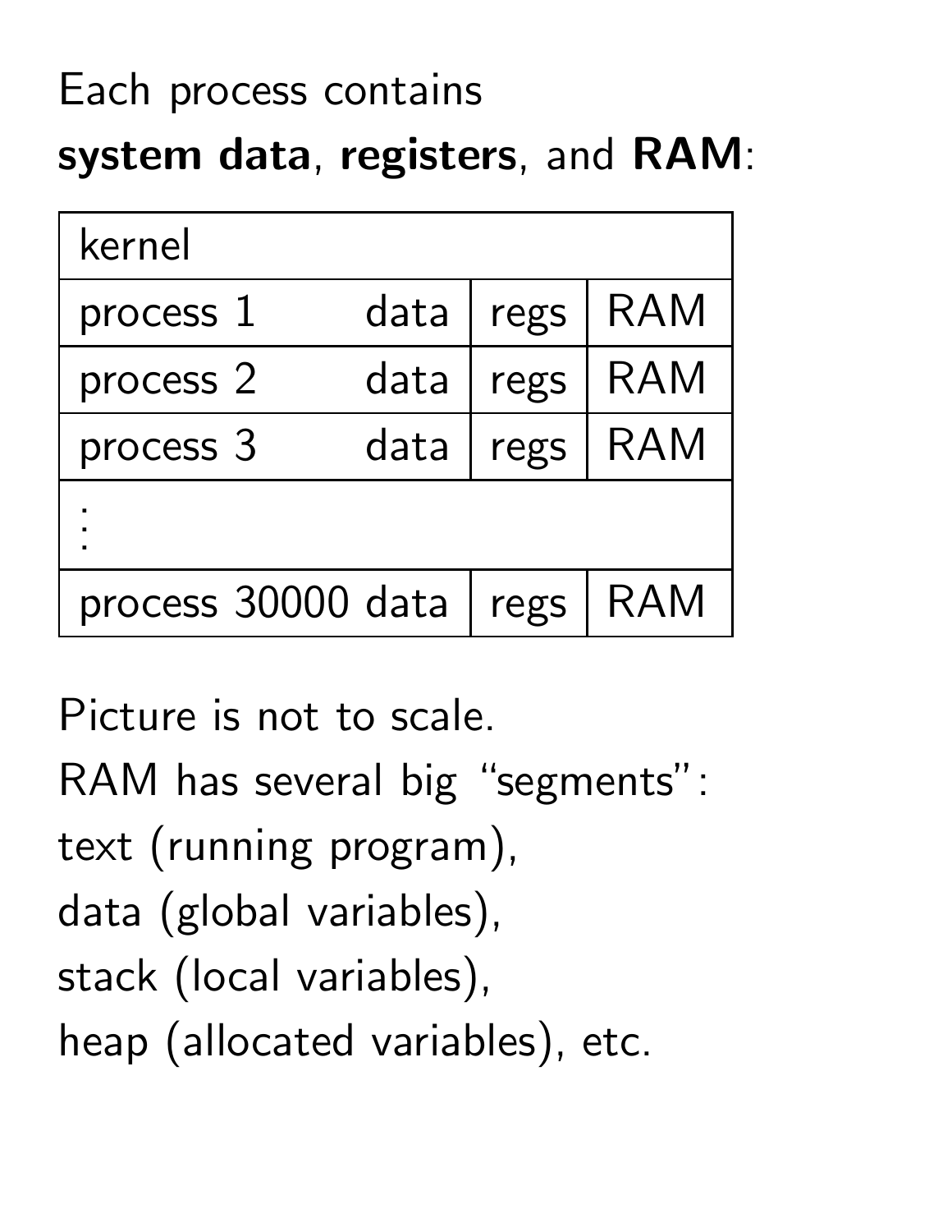Each process contains
**system data**, **registers**, and **RAM**:

| kernel | | | |
|---|---|---|---|
| process 1 | data | regs | RAM |
| process 2 | data | regs | RAM |
| process 3 | data | regs | RAM |
| ⋮ | | | |
| process 30000 | data | regs | RAM |

Picture is not to scale.

RAM has several big "segments":
text (running program),
data (global variables),
stack (local variables),
heap (allocated variables), etc.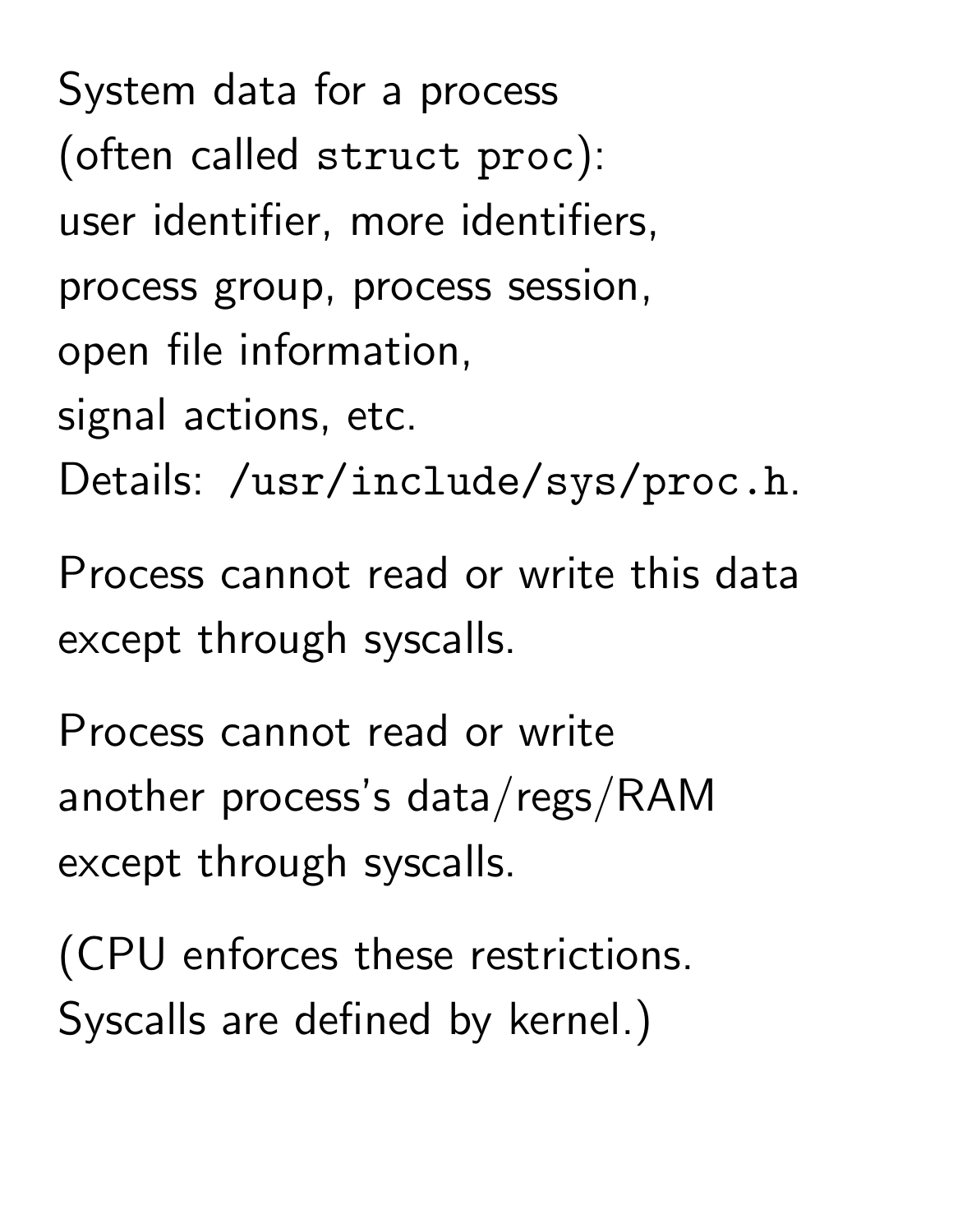System data for a process
(often called `struct proc`):
user identifier, more identifiers,
process group, process session,
open file information,
signal actions, etc.
Details: `/usr/include/sys/proc.h`.

Process cannot read or write this data
except through syscalls.

Process cannot read or write
another process's data/regs/RAM
except through syscalls.

(CPU enforces these restrictions.
Syscalls are defined by kernel.)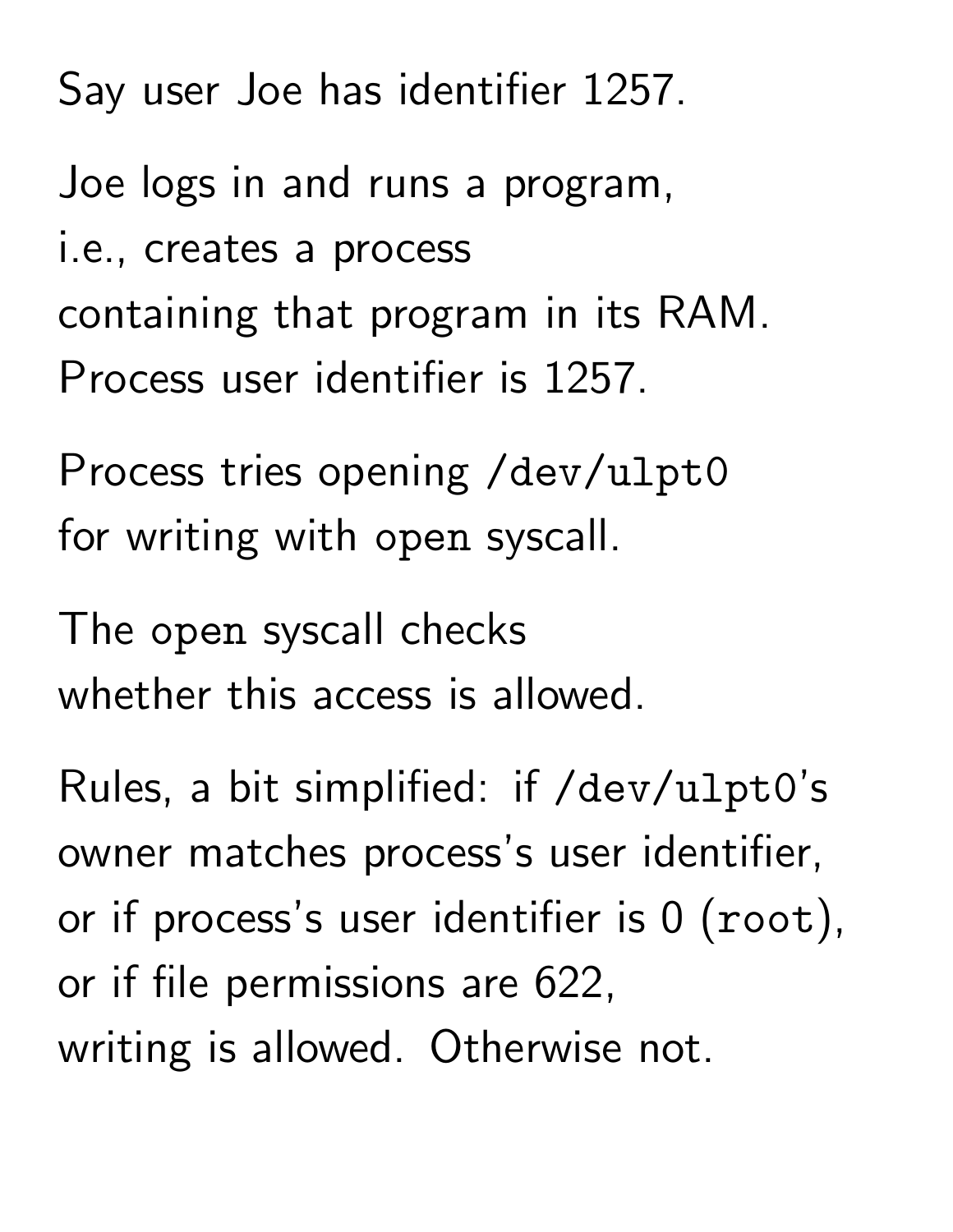Say user Joe has identifier 1257.

Joe logs in and runs a program,
i.e., creates a process
containing that program in its RAM.
Process user identifier is 1257.

Process tries opening `/dev/ulpt0`
for writing with `open` syscall.

The `open` syscall checks
whether this access is allowed.

Rules, a bit simplified: if `/dev/ulpt0`'s
owner matches process's user identifier,
or if process's user identifier is 0 (`root`),
or if file permissions are 622,
writing is allowed. Otherwise not.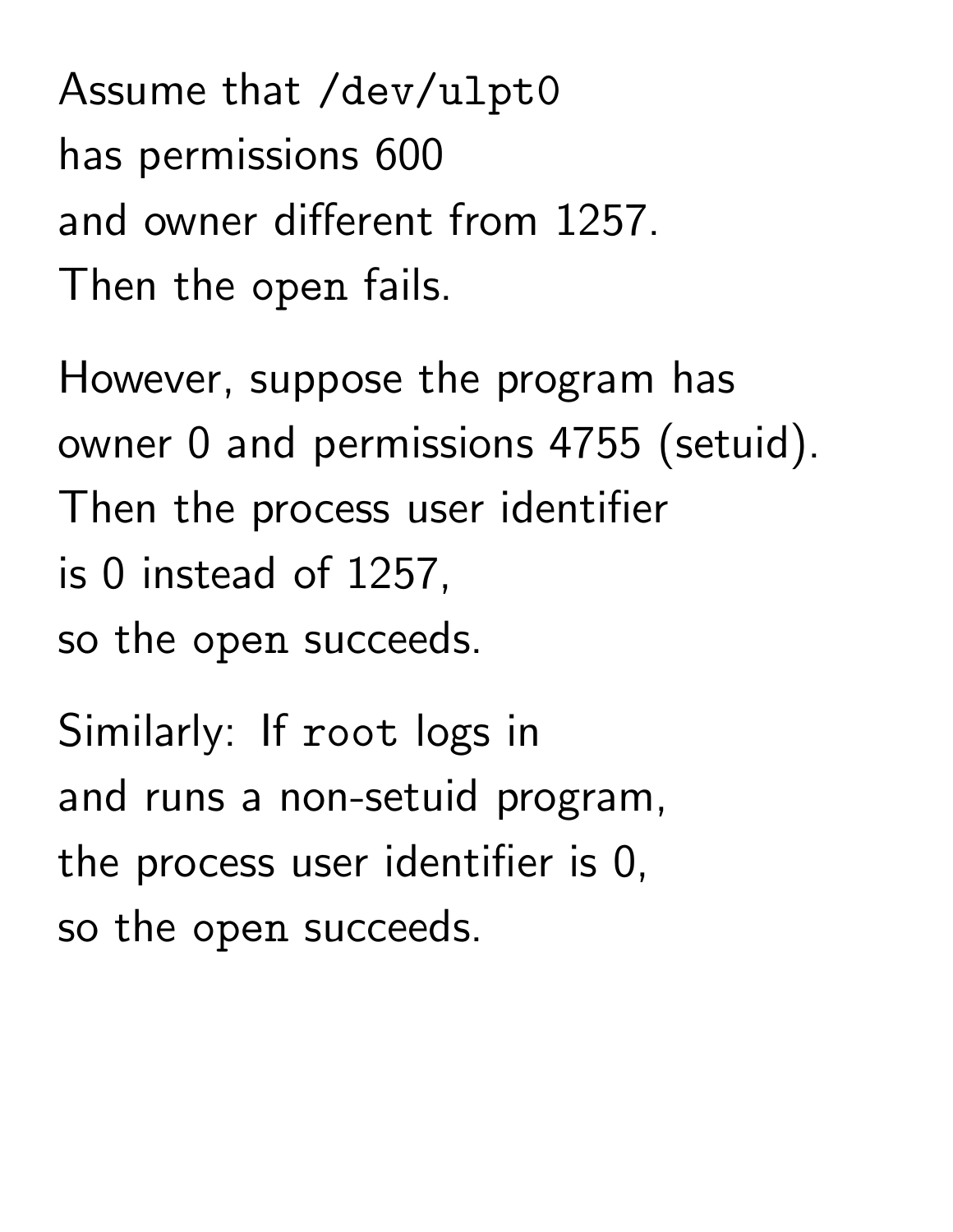Assume that `/dev/ulpt0`
has permissions 600
and owner different from 1257.
Then the `open` fails.

However, suppose the program has
owner 0 and permissions 4755 (setuid).
Then the process user identifier
is 0 instead of 1257,
so the `open` succeeds.

Similarly: If `root` logs in
and runs a non-setuid program,
the process user identifier is 0,
so the `open` succeeds.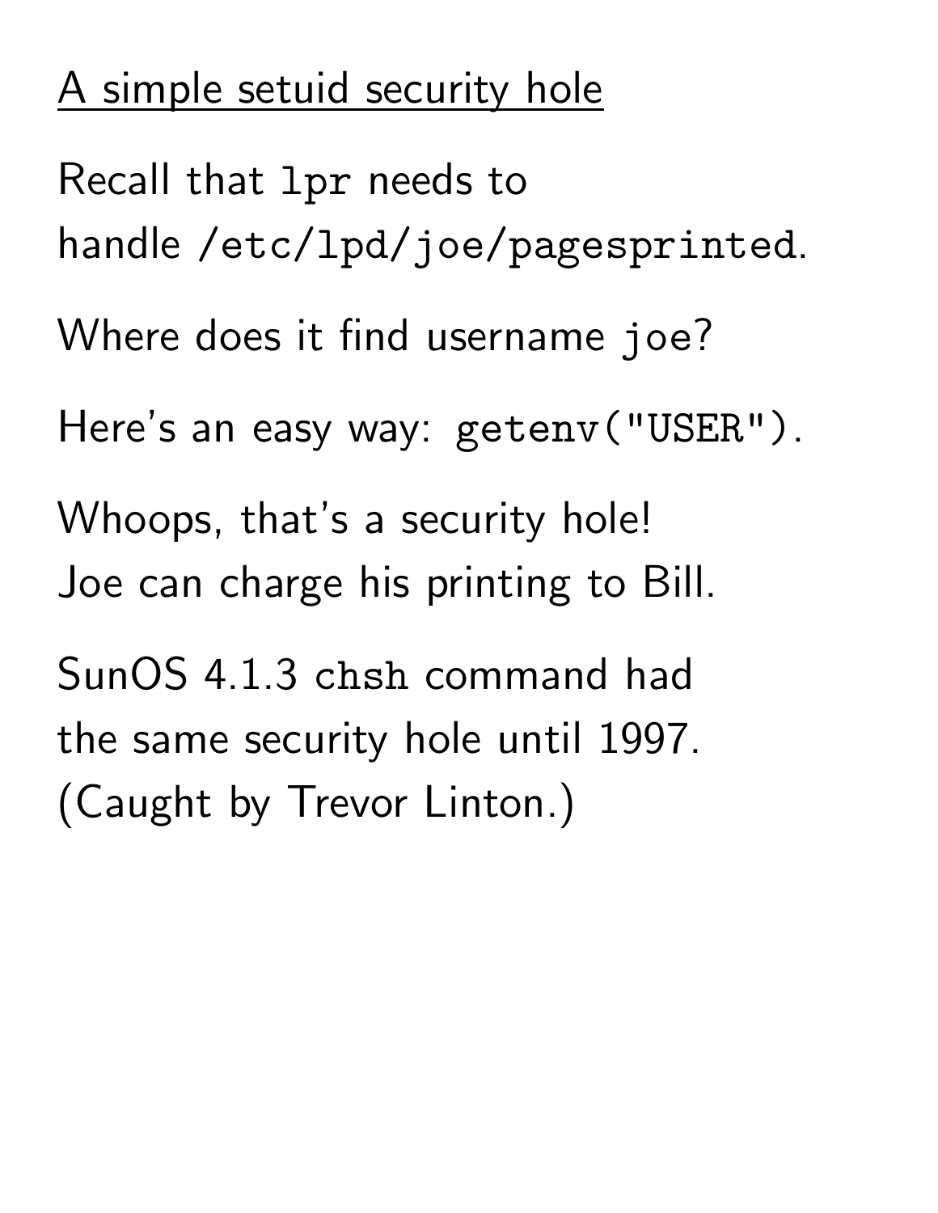## A simple setuid security hole

Recall that `lpr` needs to handle `/etc/lpd/joe/pagesprinted`.

Where does it find username `joe`?

Here's an easy way: `getenv("USER")`.

Whoops, that's a security hole!
Joe can charge his printing to Bill.

SunOS 4.1.3 `chsh` command had the same security hole until 1997.
(Caught by Trevor Linton.)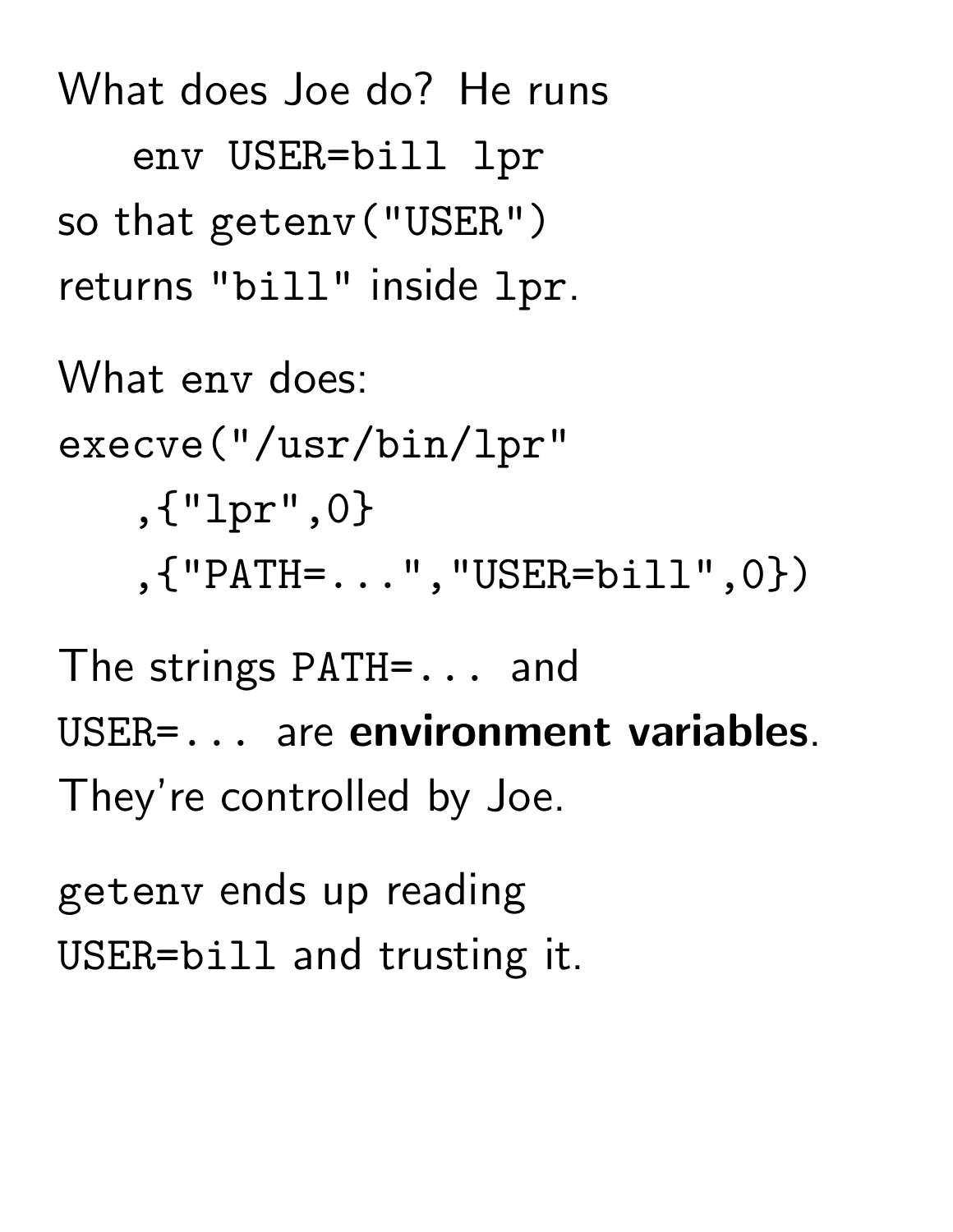What does Joe do? He runs

```
env USER=bill lpr
```

so that `getenv("USER")` returns `"bill"` inside `lpr`.

What `env` does:

```
execve("/usr/bin/lpr"
  ,{"lpr",0}
  ,{"PATH=...","USER=bill",0})
```

The strings `PATH=...` and `USER=...` are **environment variables**. They're controlled by Joe.

`getenv` ends up reading `USER=bill` and trusting it.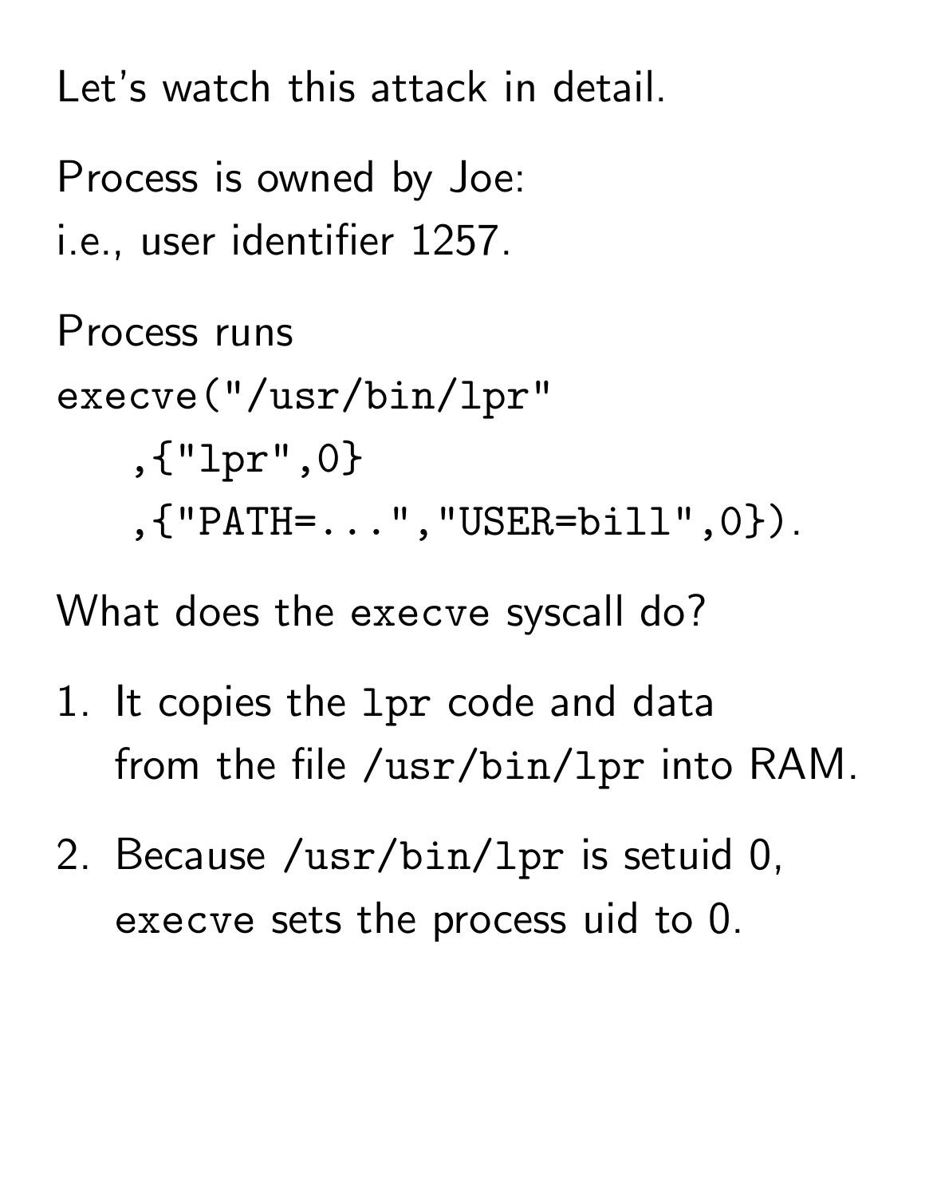Let's watch this attack in detail.

Process is owned by Joe:
i.e., user identifier 1257.

Process runs

```
execve("/usr/bin/lpr"
   ,{"lpr",0}
   ,{"PATH=...","USER=bill",0}).
```

What does the `execve` syscall do?

1. It copies the `lpr` code and data from the file `/usr/bin/lpr` into RAM.
2. Because `/usr/bin/lpr` is setuid 0, `execve` sets the process uid to 0.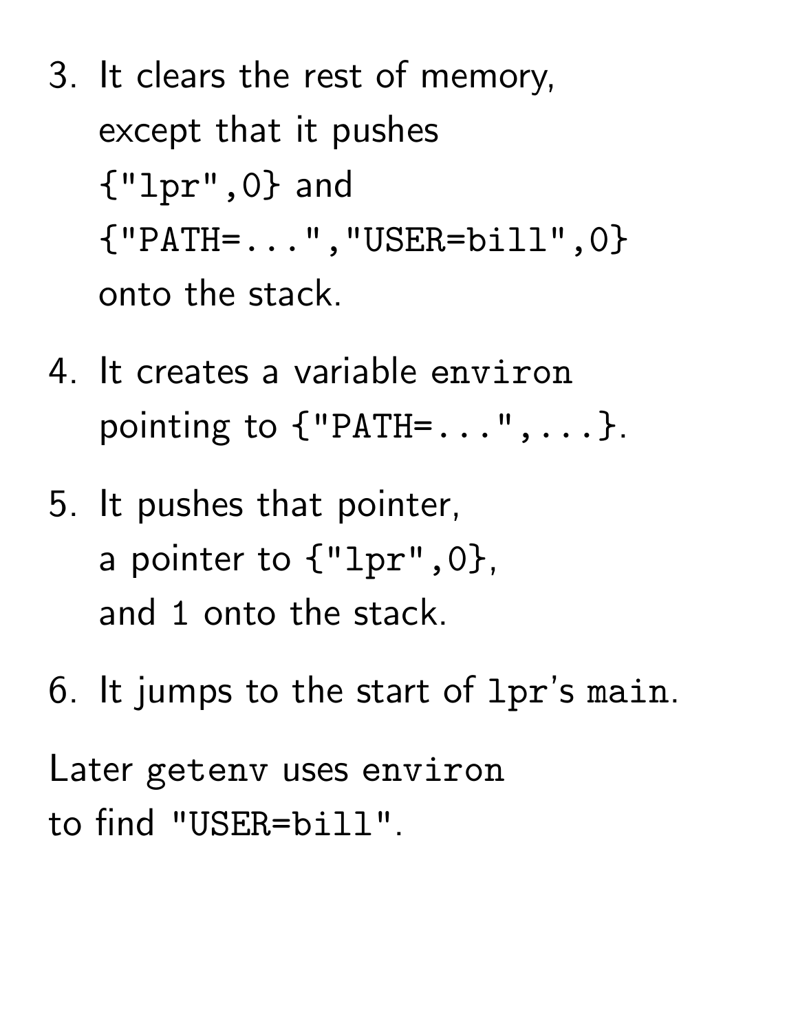3. It clears the rest of memory, except that it pushes `{"lpr",0}` and `{"PATH=...","USER=bill",0}` onto the stack.

4. It creates a variable `environ` pointing to `{"PATH=...",...}`.

5. It pushes that pointer, a pointer to `{"lpr",0}`, and 1 onto the stack.

6. It jumps to the start of `lpr`'s `main`.

Later `getenv` uses `environ` to find `"USER=bill"`.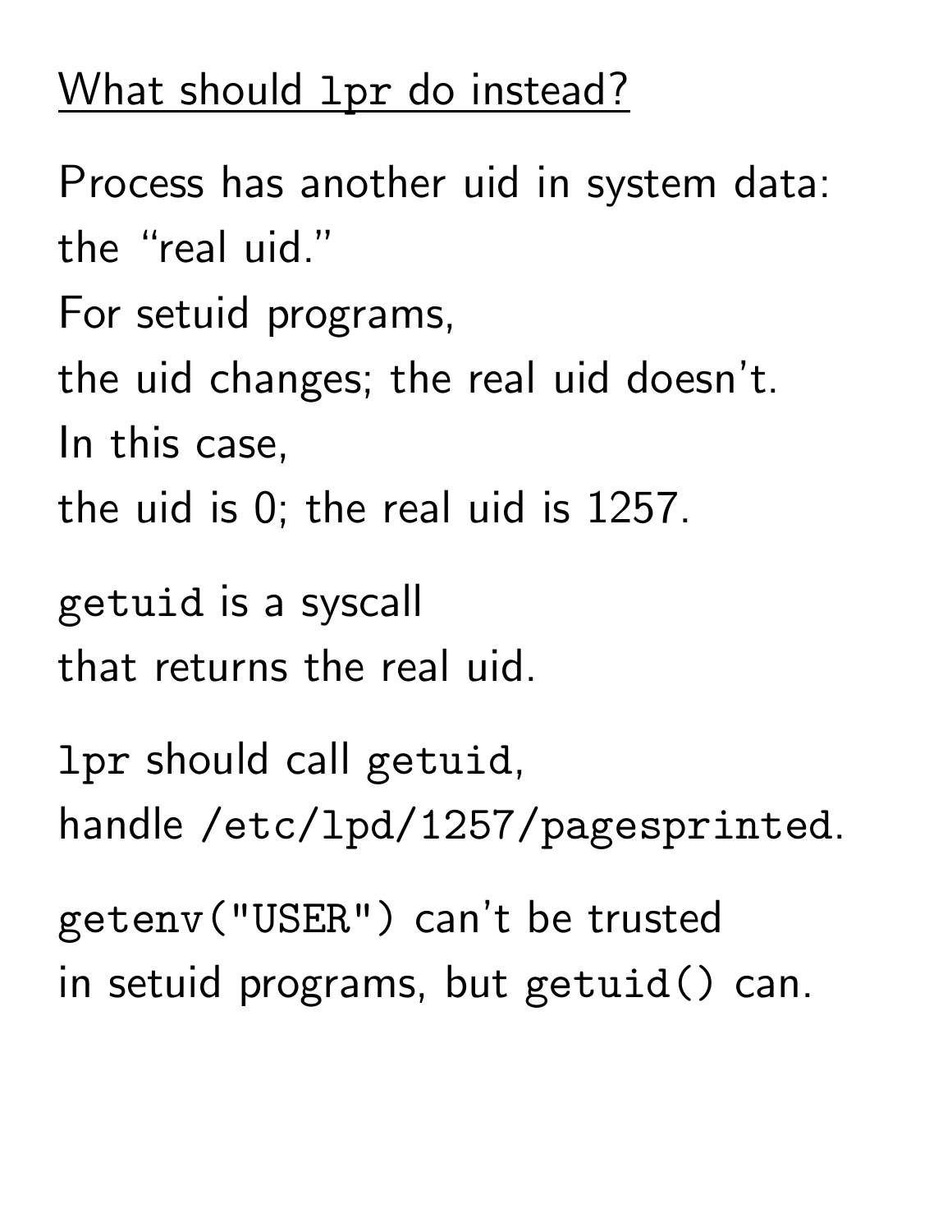# What should `lpr` do instead?

Process has another uid in system data:
the "real uid."
For setuid programs,
the uid changes; the real uid doesn't.
In this case,
the uid is 0; the real uid is 1257.

`getuid` is a syscall
that returns the real uid.

`lpr` should call `getuid`,
handle `/etc/lpd/1257/pagesprinted`.

`getenv("USER")` can't be trusted
in setuid programs, but `getuid()` can.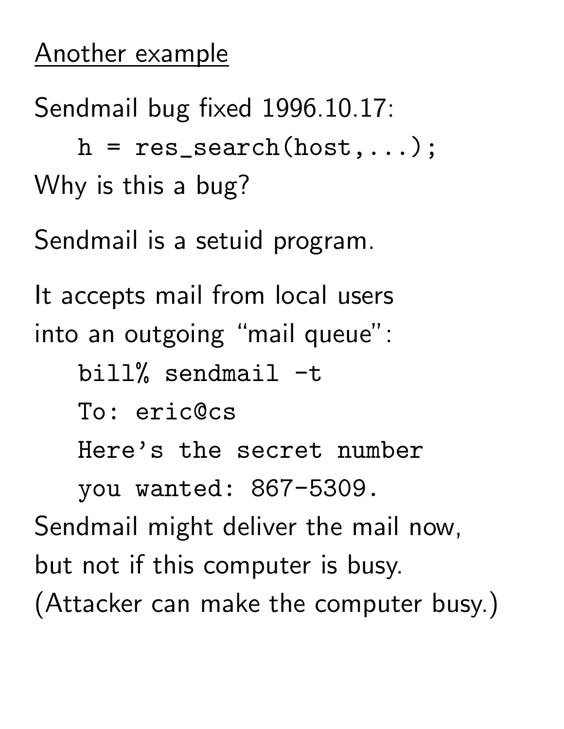## Another example

Sendmail bug fixed 1996.10.17:

```
h = res_search(host,...);
```

Why is this a bug?

Sendmail is a setuid program.

It accepts mail from local users into an outgoing "mail queue":

```
bill% sendmail -t
To: eric@cs
Here's the secret number
you wanted: 867-5309.
```

Sendmail might deliver the mail now, but not if this computer is busy. (Attacker can make the computer busy.)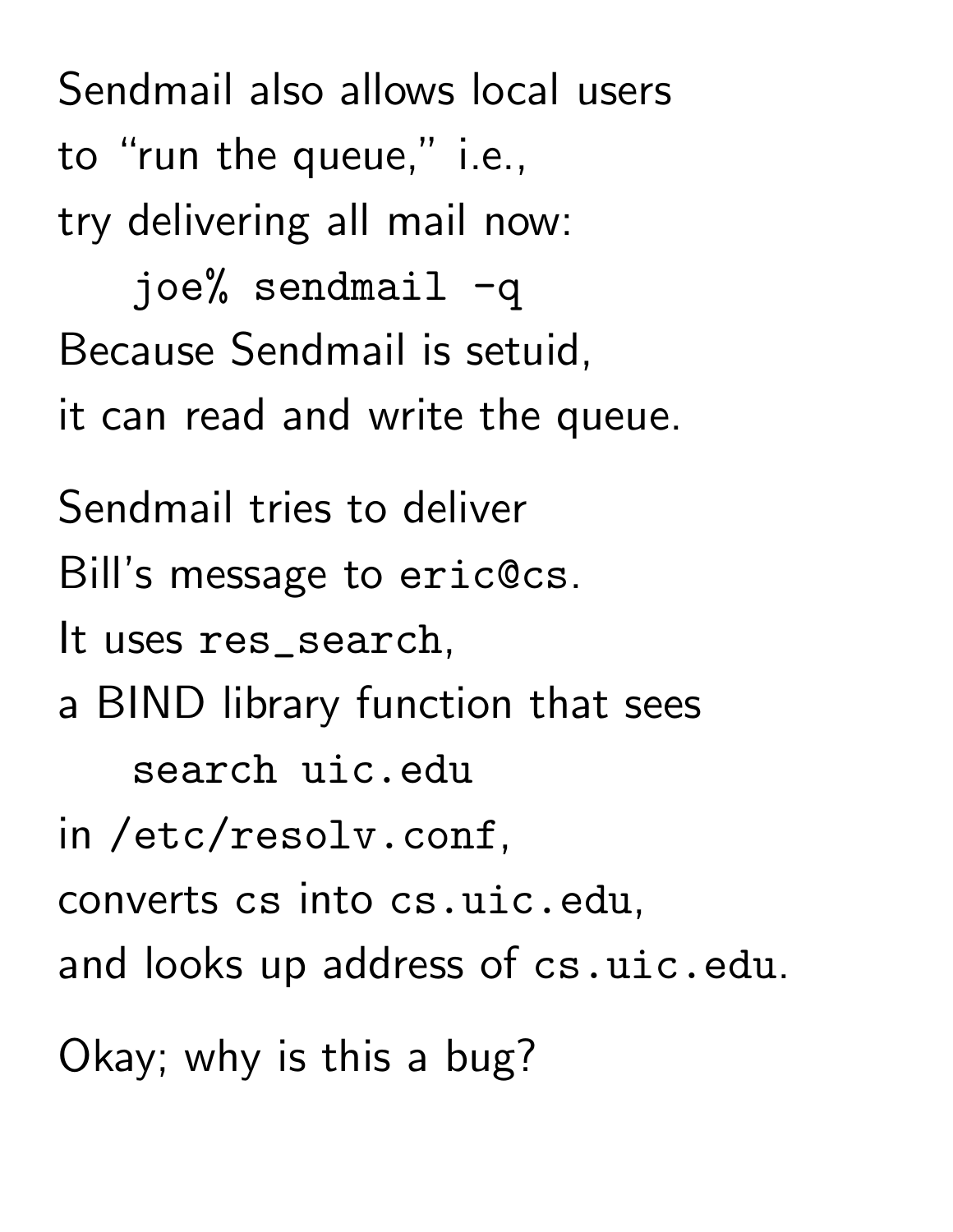Sendmail also allows local users
to "run the queue," i.e.,
try delivering all mail now:

```
joe% sendmail -q
```

Because Sendmail is setuid,
it can read and write the queue.

Sendmail tries to deliver
Bill's message to `eric@cs`.
It uses `res_search`,
a BIND library function that sees

```
search uic.edu
```

in `/etc/resolv.conf`,
converts `cs` into `cs.uic.edu`,
and looks up address of `cs.uic.edu`.

Okay; why is this a bug?